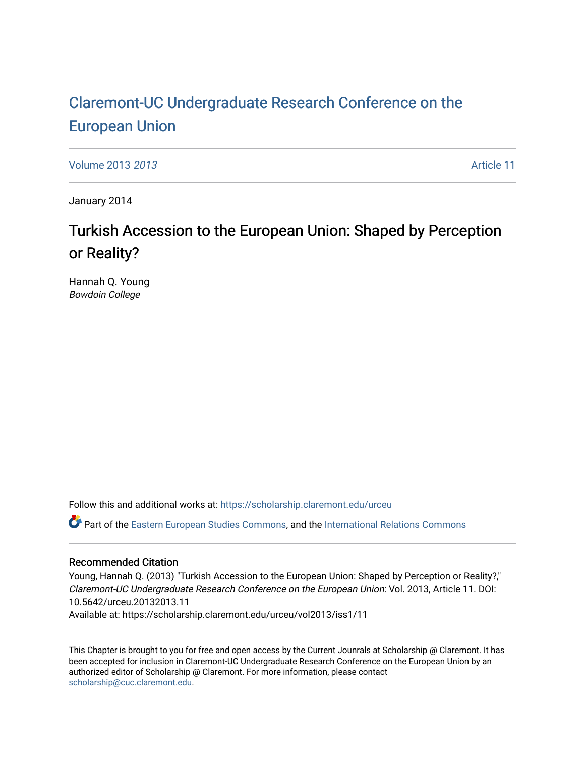# Claremont-UC Undergraduate Research Conference on the European Union

Volume 2013 *2013* Article 11

January 2014

## Turkish Accession to the European Union: Shaped by Perception or Reality?

Hannah Q. Young
*Bowdoin College*

Follow this and additional works at: https://scholarship.claremont.edu/urceu

Part of the Eastern European Studies Commons, and the International Relations Commons

### Recommended Citation

Young, Hannah Q. (2013) "Turkish Accession to the European Union: Shaped by Perception or Reality?," *Claremont-UC Undergraduate Research Conference on the European Union*: Vol. 2013, Article 11. DOI: 10.5642/urceu.20132013.11
Available at: https://scholarship.claremont.edu/urceu/vol2013/iss1/11

This Chapter is brought to you for free and open access by the Current Jounrals at Scholarship @ Claremont. It has been accepted for inclusion in Claremont-UC Undergraduate Research Conference on the European Union by an authorized editor of Scholarship @ Claremont. For more information, please contact scholarship@cuc.claremont.edu.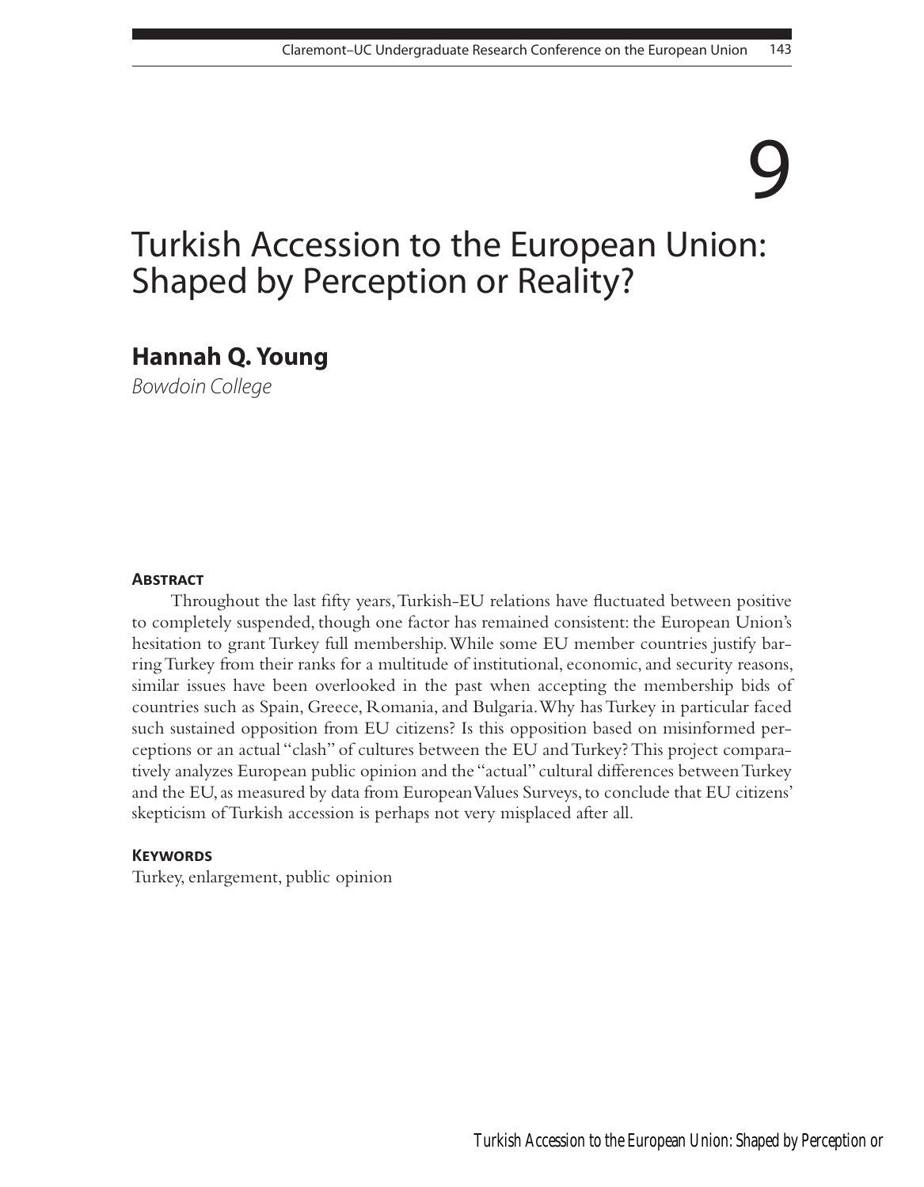# 9

# Turkish Accession to the European Union: Shaped by Perception or Reality?

## Hannah Q. Young

*Bowdoin College*

### Abstract

Throughout the last fifty years, Turkish-EU relations have fluctuated between positive to completely suspended, though one factor has remained consistent: the European Union's hesitation to grant Turkey full membership. While some EU member countries justify barring Turkey from their ranks for a multitude of institutional, economic, and security reasons, similar issues have been overlooked in the past when accepting the membership bids of countries such as Spain, Greece, Romania, and Bulgaria. Why has Turkey in particular faced such sustained opposition from EU citizens? Is this opposition based on misinformed perceptions or an actual "clash" of cultures between the EU and Turkey? This project comparatively analyzes European public opinion and the "actual" cultural differences between Turkey and the EU, as measured by data from European Values Surveys, to conclude that EU citizens' skepticism of Turkish accession is perhaps not very misplaced after all.

### Keywords

Turkey, enlargement, public opinion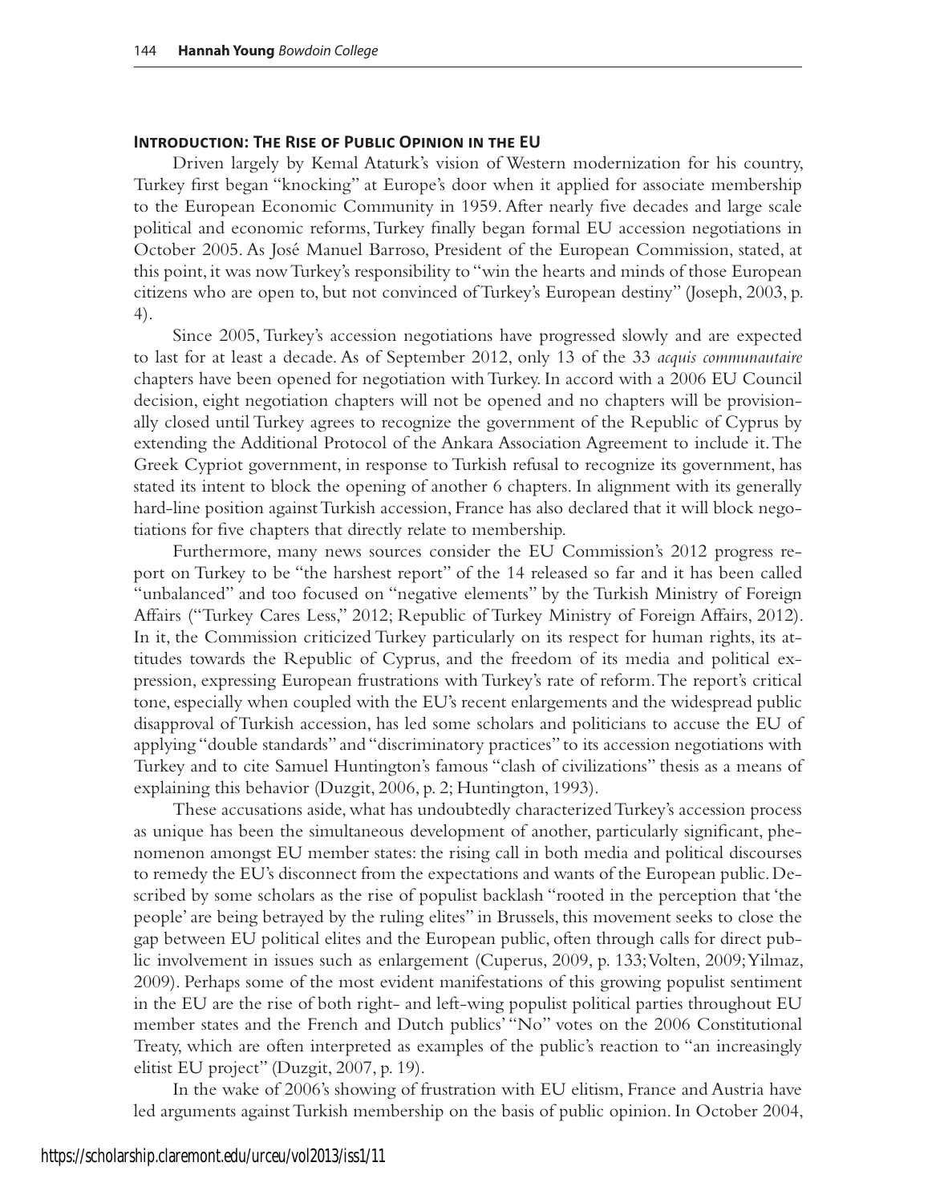## Introduction: The Rise of Public Opinion in the EU

Driven largely by Kemal Ataturk's vision of Western modernization for his country, Turkey first began "knocking" at Europe's door when it applied for associate membership to the European Economic Community in 1959. After nearly five decades and large scale political and economic reforms, Turkey finally began formal EU accession negotiations in October 2005. As José Manuel Barroso, President of the European Commission, stated, at this point, it was now Turkey's responsibility to "win the hearts and minds of those European citizens who are open to, but not convinced of Turkey's European destiny" (Joseph, 2003, p. 4).

Since 2005, Turkey's accession negotiations have progressed slowly and are expected to last for at least a decade. As of September 2012, only 13 of the 33 *acquis communautaire* chapters have been opened for negotiation with Turkey. In accord with a 2006 EU Council decision, eight negotiation chapters will not be opened and no chapters will be provisionally closed until Turkey agrees to recognize the government of the Republic of Cyprus by extending the Additional Protocol of the Ankara Association Agreement to include it. The Greek Cypriot government, in response to Turkish refusal to recognize its government, has stated its intent to block the opening of another 6 chapters. In alignment with its generally hard-line position against Turkish accession, France has also declared that it will block negotiations for five chapters that directly relate to membership.

Furthermore, many news sources consider the EU Commission's 2012 progress report on Turkey to be "the harshest report" of the 14 released so far and it has been called "unbalanced" and too focused on "negative elements" by the Turkish Ministry of Foreign Affairs ("Turkey Cares Less," 2012; Republic of Turkey Ministry of Foreign Affairs, 2012). In it, the Commission criticized Turkey particularly on its respect for human rights, its attitudes towards the Republic of Cyprus, and the freedom of its media and political expression, expressing European frustrations with Turkey's rate of reform. The report's critical tone, especially when coupled with the EU's recent enlargements and the widespread public disapproval of Turkish accession, has led some scholars and politicians to accuse the EU of applying "double standards" and "discriminatory practices" to its accession negotiations with Turkey and to cite Samuel Huntington's famous "clash of civilizations" thesis as a means of explaining this behavior (Duzgit, 2006, p. 2; Huntington, 1993).

These accusations aside, what has undoubtedly characterized Turkey's accession process as unique has been the simultaneous development of another, particularly significant, phenomenon amongst EU member states: the rising call in both media and political discourses to remedy the EU's disconnect from the expectations and wants of the European public. Described by some scholars as the rise of populist backlash "rooted in the perception that 'the people' are being betrayed by the ruling elites" in Brussels, this movement seeks to close the gap between EU political elites and the European public, often through calls for direct public involvement in issues such as enlargement (Cuperus, 2009, p. 133; Volten, 2009; Yilmaz, 2009). Perhaps some of the most evident manifestations of this growing populist sentiment in the EU are the rise of both right- and left-wing populist political parties throughout EU member states and the French and Dutch publics' "No" votes on the 2006 Constitutional Treaty, which are often interpreted as examples of the public's reaction to "an increasingly elitist EU project" (Duzgit, 2007, p. 19).

In the wake of 2006's showing of frustration with EU elitism, France and Austria have led arguments against Turkish membership on the basis of public opinion. In October 2004,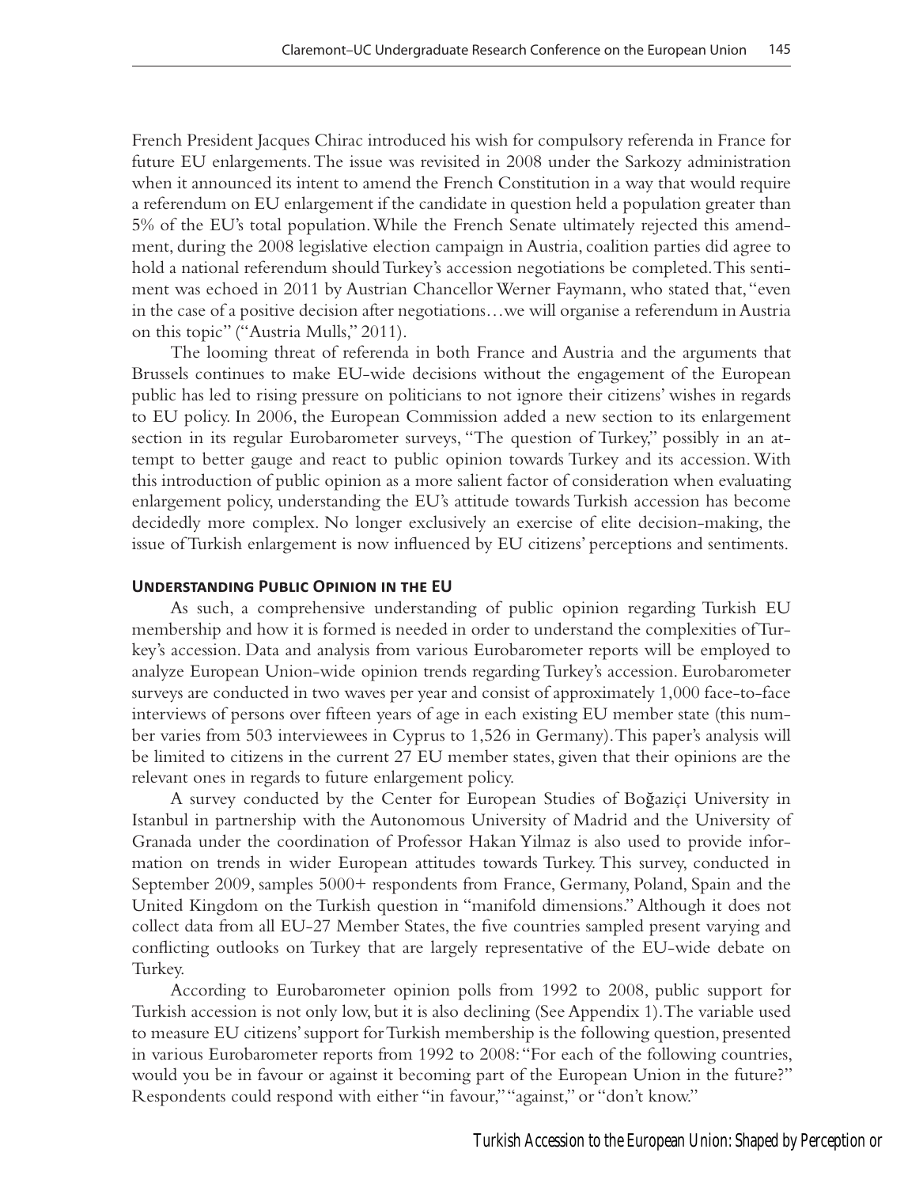French President Jacques Chirac introduced his wish for compulsory referenda in France for future EU enlargements. The issue was revisited in 2008 under the Sarkozy administration when it announced its intent to amend the French Constitution in a way that would require a referendum on EU enlargement if the candidate in question held a population greater than 5% of the EU's total population. While the French Senate ultimately rejected this amendment, during the 2008 legislative election campaign in Austria, coalition parties did agree to hold a national referendum should Turkey's accession negotiations be completed. This sentiment was echoed in 2011 by Austrian Chancellor Werner Faymann, who stated that, "even in the case of a positive decision after negotiations…we will organise a referendum in Austria on this topic" ("Austria Mulls," 2011).

The looming threat of referenda in both France and Austria and the arguments that Brussels continues to make EU-wide decisions without the engagement of the European public has led to rising pressure on politicians to not ignore their citizens' wishes in regards to EU policy. In 2006, the European Commission added a new section to its enlargement section in its regular Eurobarometer surveys, "The question of Turkey," possibly in an attempt to better gauge and react to public opinion towards Turkey and its accession. With this introduction of public opinion as a more salient factor of consideration when evaluating enlargement policy, understanding the EU's attitude towards Turkish accession has become decidedly more complex. No longer exclusively an exercise of elite decision-making, the issue of Turkish enlargement is now influenced by EU citizens' perceptions and sentiments.

### Understanding Public Opinion in the EU

As such, a comprehensive understanding of public opinion regarding Turkish EU membership and how it is formed is needed in order to understand the complexities of Turkey's accession. Data and analysis from various Eurobarometer reports will be employed to analyze European Union-wide opinion trends regarding Turkey's accession. Eurobarometer surveys are conducted in two waves per year and consist of approximately 1,000 face-to-face interviews of persons over fifteen years of age in each existing EU member state (this number varies from 503 interviewees in Cyprus to 1,526 in Germany). This paper's analysis will be limited to citizens in the current 27 EU member states, given that their opinions are the relevant ones in regards to future enlargement policy.

A survey conducted by the Center for European Studies of Boğaziçi University in Istanbul in partnership with the Autonomous University of Madrid and the University of Granada under the coordination of Professor Hakan Yilmaz is also used to provide information on trends in wider European attitudes towards Turkey. This survey, conducted in September 2009, samples 5000+ respondents from France, Germany, Poland, Spain and the United Kingdom on the Turkish question in "manifold dimensions." Although it does not collect data from all EU-27 Member States, the five countries sampled present varying and conflicting outlooks on Turkey that are largely representative of the EU-wide debate on Turkey.

According to Eurobarometer opinion polls from 1992 to 2008, public support for Turkish accession is not only low, but it is also declining (See Appendix 1). The variable used to measure EU citizens' support for Turkish membership is the following question, presented in various Eurobarometer reports from 1992 to 2008: "For each of the following countries, would you be in favour or against it becoming part of the European Union in the future?" Respondents could respond with either "in favour," "against," or "don't know."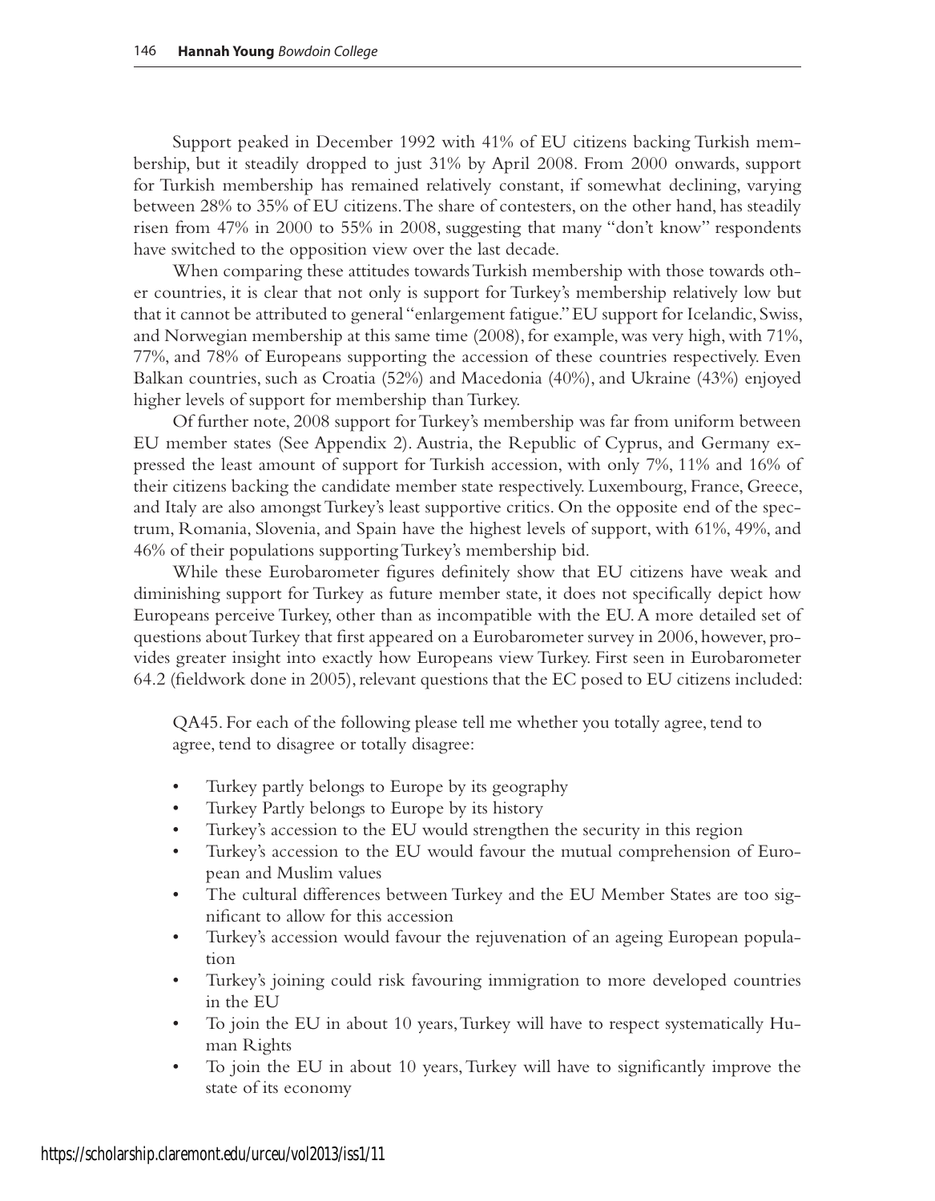Support peaked in December 1992 with 41% of EU citizens backing Turkish membership, but it steadily dropped to just 31% by April 2008. From 2000 onwards, support for Turkish membership has remained relatively constant, if somewhat declining, varying between 28% to 35% of EU citizens. The share of contesters, on the other hand, has steadily risen from 47% in 2000 to 55% in 2008, suggesting that many "don't know" respondents have switched to the opposition view over the last decade.

When comparing these attitudes towards Turkish membership with those towards other countries, it is clear that not only is support for Turkey's membership relatively low but that it cannot be attributed to general "enlargement fatigue." EU support for Icelandic, Swiss, and Norwegian membership at this same time (2008), for example, was very high, with 71%, 77%, and 78% of Europeans supporting the accession of these countries respectively. Even Balkan countries, such as Croatia (52%) and Macedonia (40%), and Ukraine (43%) enjoyed higher levels of support for membership than Turkey.

Of further note, 2008 support for Turkey's membership was far from uniform between EU member states (See Appendix 2). Austria, the Republic of Cyprus, and Germany expressed the least amount of support for Turkish accession, with only 7%, 11% and 16% of their citizens backing the candidate member state respectively. Luxembourg, France, Greece, and Italy are also amongst Turkey's least supportive critics. On the opposite end of the spectrum, Romania, Slovenia, and Spain have the highest levels of support, with 61%, 49%, and 46% of their populations supporting Turkey's membership bid.

While these Eurobarometer figures definitely show that EU citizens have weak and diminishing support for Turkey as future member state, it does not specifically depict how Europeans perceive Turkey, other than as incompatible with the EU. A more detailed set of questions about Turkey that first appeared on a Eurobarometer survey in 2006, however, provides greater insight into exactly how Europeans view Turkey. First seen in Eurobarometer 64.2 (fieldwork done in 2005), relevant questions that the EC posed to EU citizens included:

> QA45. For each of the following please tell me whether you totally agree, tend to agree, tend to disagree or totally disagree:
>
> - Turkey partly belongs to Europe by its geography
> - Turkey Partly belongs to Europe by its history
> - Turkey's accession to the EU would strengthen the security in this region
> - Turkey's accession to the EU would favour the mutual comprehension of European and Muslim values
> - The cultural differences between Turkey and the EU Member States are too significant to allow for this accession
> - Turkey's accession would favour the rejuvenation of an ageing European population
> - Turkey's joining could risk favouring immigration to more developed countries in the EU
> - To join the EU in about 10 years, Turkey will have to respect systematically Human Rights
> - To join the EU in about 10 years, Turkey will have to significantly improve the state of its economy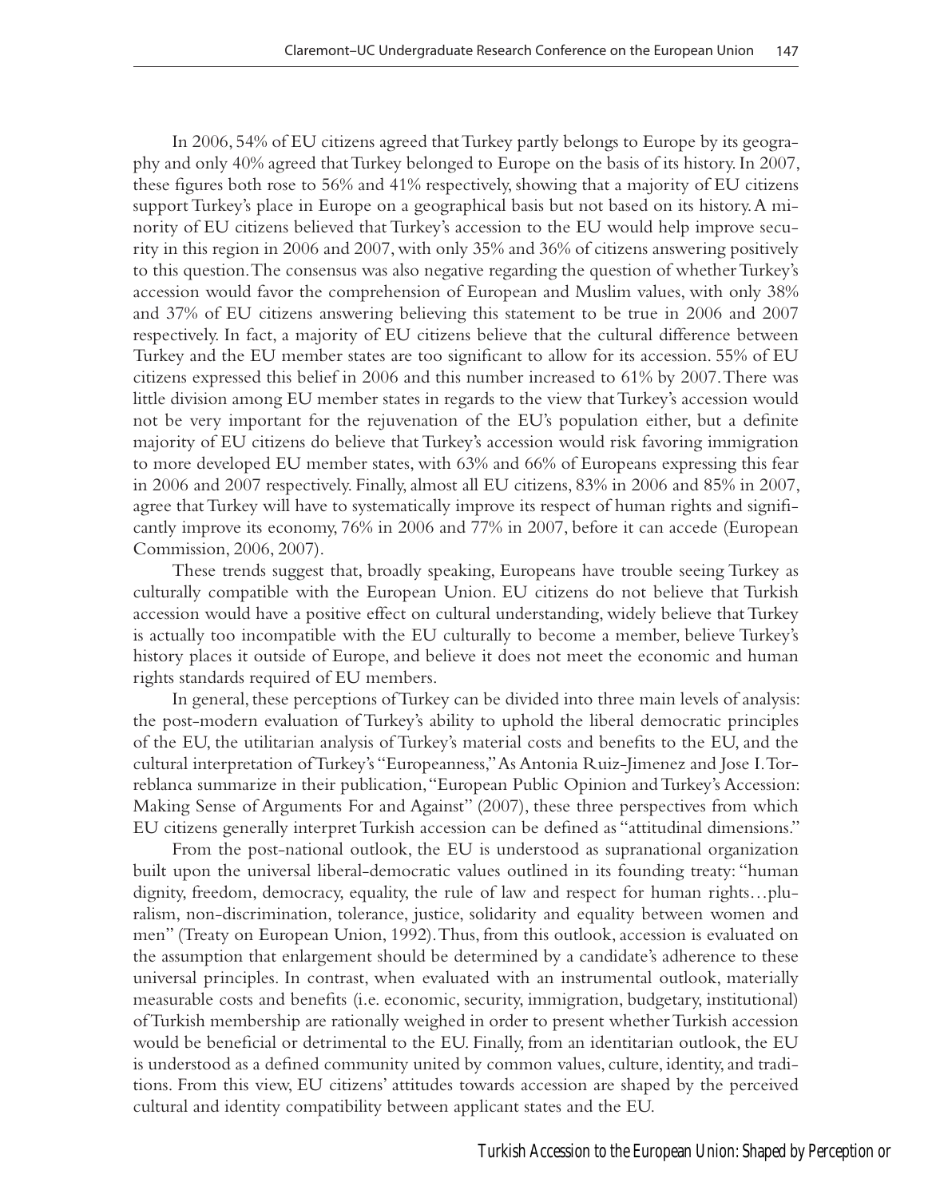In 2006, 54% of EU citizens agreed that Turkey partly belongs to Europe by its geography and only 40% agreed that Turkey belonged to Europe on the basis of its history. In 2007, these figures both rose to 56% and 41% respectively, showing that a majority of EU citizens support Turkey's place in Europe on a geographical basis but not based on its history. A minority of EU citizens believed that Turkey's accession to the EU would help improve security in this region in 2006 and 2007, with only 35% and 36% of citizens answering positively to this question. The consensus was also negative regarding the question of whether Turkey's accession would favor the comprehension of European and Muslim values, with only 38% and 37% of EU citizens answering believing this statement to be true in 2006 and 2007 respectively. In fact, a majority of EU citizens believe that the cultural difference between Turkey and the EU member states are too significant to allow for its accession. 55% of EU citizens expressed this belief in 2006 and this number increased to 61% by 2007. There was little division among EU member states in regards to the view that Turkey's accession would not be very important for the rejuvenation of the EU's population either, but a definite majority of EU citizens do believe that Turkey's accession would risk favoring immigration to more developed EU member states, with 63% and 66% of Europeans expressing this fear in 2006 and 2007 respectively. Finally, almost all EU citizens, 83% in 2006 and 85% in 2007, agree that Turkey will have to systematically improve its respect of human rights and significantly improve its economy, 76% in 2006 and 77% in 2007, before it can accede (European Commission, 2006, 2007).

These trends suggest that, broadly speaking, Europeans have trouble seeing Turkey as culturally compatible with the European Union. EU citizens do not believe that Turkish accession would have a positive effect on cultural understanding, widely believe that Turkey is actually too incompatible with the EU culturally to become a member, believe Turkey's history places it outside of Europe, and believe it does not meet the economic and human rights standards required of EU members.

In general, these perceptions of Turkey can be divided into three main levels of analysis: the post-modern evaluation of Turkey's ability to uphold the liberal democratic principles of the EU, the utilitarian analysis of Turkey's material costs and benefits to the EU, and the cultural interpretation of Turkey's "Europeanness," As Antonia Ruiz-Jimenez and Jose I. Torreblanca summarize in their publication, "European Public Opinion and Turkey's Accession: Making Sense of Arguments For and Against" (2007), these three perspectives from which EU citizens generally interpret Turkish accession can be defined as "attitudinal dimensions."

From the post-national outlook, the EU is understood as supranational organization built upon the universal liberal-democratic values outlined in its founding treaty: "human dignity, freedom, democracy, equality, the rule of law and respect for human rights…pluralism, non-discrimination, tolerance, justice, solidarity and equality between women and men" (Treaty on European Union, 1992). Thus, from this outlook, accession is evaluated on the assumption that enlargement should be determined by a candidate's adherence to these universal principles. In contrast, when evaluated with an instrumental outlook, materially measurable costs and benefits (i.e. economic, security, immigration, budgetary, institutional) of Turkish membership are rationally weighed in order to present whether Turkish accession would be beneficial or detrimental to the EU. Finally, from an identitarian outlook, the EU is understood as a defined community united by common values, culture, identity, and traditions. From this view, EU citizens' attitudes towards accession are shaped by the perceived cultural and identity compatibility between applicant states and the EU.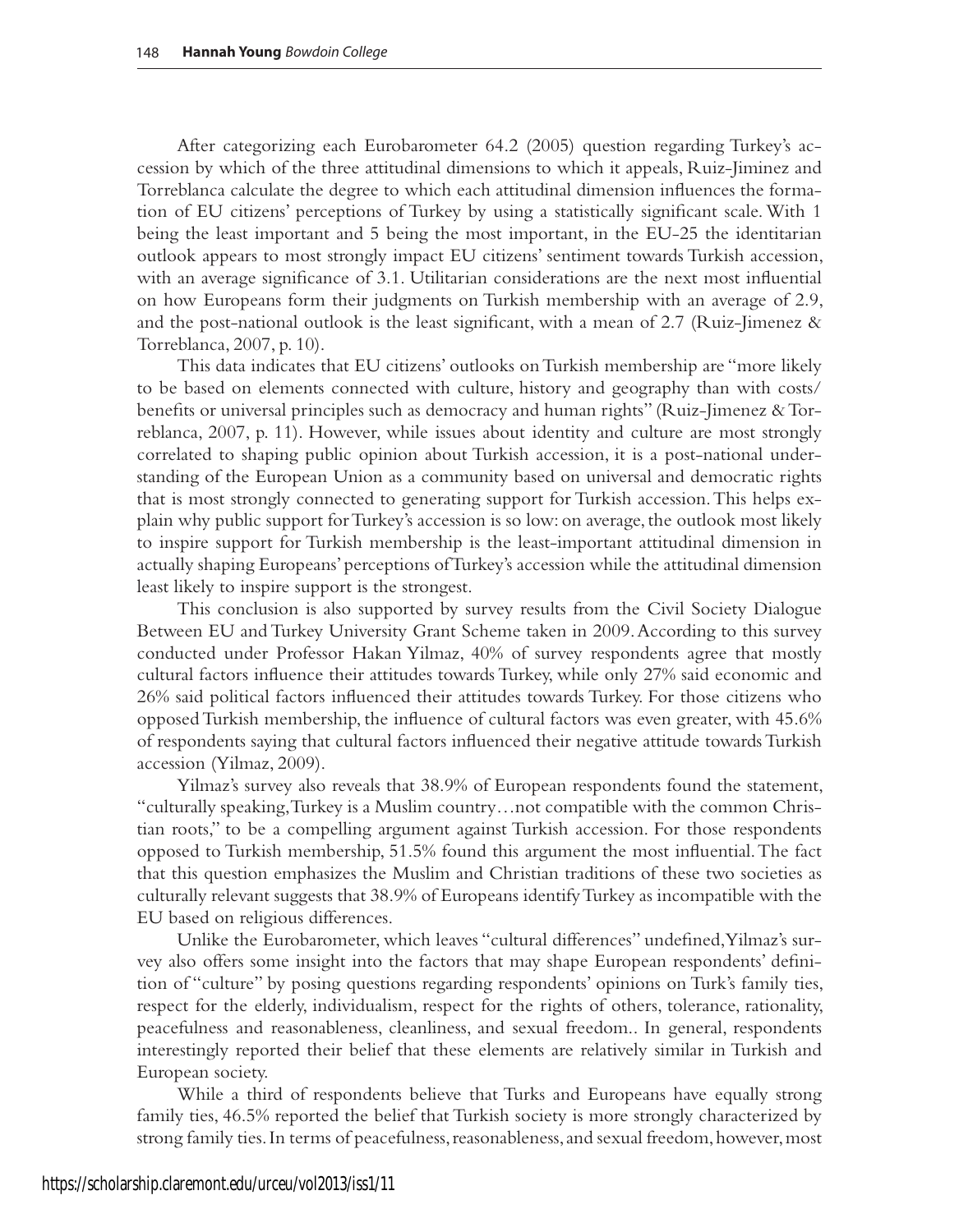After categorizing each Eurobarometer 64.2 (2005) question regarding Turkey's accession by which of the three attitudinal dimensions to which it appeals, Ruiz-Jiminez and Torreblanca calculate the degree to which each attitudinal dimension influences the formation of EU citizens' perceptions of Turkey by using a statistically significant scale. With 1 being the least important and 5 being the most important, in the EU-25 the identitarian outlook appears to most strongly impact EU citizens' sentiment towards Turkish accession, with an average significance of 3.1. Utilitarian considerations are the next most influential on how Europeans form their judgments on Turkish membership with an average of 2.9, and the post-national outlook is the least significant, with a mean of 2.7 (Ruiz-Jimenez & Torreblanca, 2007, p. 10).

This data indicates that EU citizens' outlooks on Turkish membership are "more likely to be based on elements connected with culture, history and geography than with costs/benefits or universal principles such as democracy and human rights" (Ruiz-Jimenez & Torreblanca, 2007, p. 11). However, while issues about identity and culture are most strongly correlated to shaping public opinion about Turkish accession, it is a post-national understanding of the European Union as a community based on universal and democratic rights that is most strongly connected to generating support for Turkish accession. This helps explain why public support for Turkey's accession is so low: on average, the outlook most likely to inspire support for Turkish membership is the least-important attitudinal dimension in actually shaping Europeans' perceptions of Turkey's accession while the attitudinal dimension least likely to inspire support is the strongest.

This conclusion is also supported by survey results from the Civil Society Dialogue Between EU and Turkey University Grant Scheme taken in 2009. According to this survey conducted under Professor Hakan Yilmaz, 40% of survey respondents agree that mostly cultural factors influence their attitudes towards Turkey, while only 27% said economic and 26% said political factors influenced their attitudes towards Turkey. For those citizens who opposed Turkish membership, the influence of cultural factors was even greater, with 45.6% of respondents saying that cultural factors influenced their negative attitude towards Turkish accession (Yilmaz, 2009).

Yilmaz's survey also reveals that 38.9% of European respondents found the statement, "culturally speaking, Turkey is a Muslim country…not compatible with the common Christian roots," to be a compelling argument against Turkish accession. For those respondents opposed to Turkish membership, 51.5% found this argument the most influential. The fact that this question emphasizes the Muslim and Christian traditions of these two societies as culturally relevant suggests that 38.9% of Europeans identify Turkey as incompatible with the EU based on religious differences.

Unlike the Eurobarometer, which leaves "cultural differences" undefined, Yilmaz's survey also offers some insight into the factors that may shape European respondents' definition of "culture" by posing questions regarding respondents' opinions on Turk's family ties, respect for the elderly, individualism, respect for the rights of others, tolerance, rationality, peacefulness and reasonableness, cleanliness, and sexual freedom.. In general, respondents interestingly reported their belief that these elements are relatively similar in Turkish and European society.

While a third of respondents believe that Turks and Europeans have equally strong family ties, 46.5% reported the belief that Turkish society is more strongly characterized by strong family ties. In terms of peacefulness, reasonableness, and sexual freedom, however, most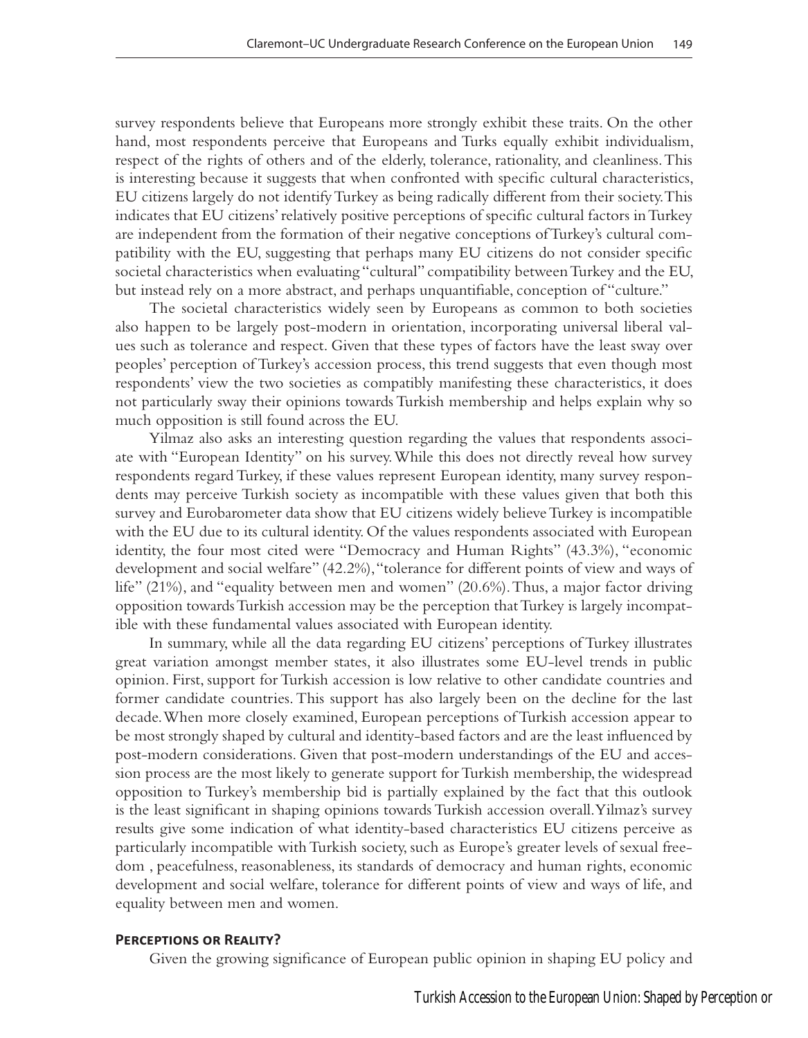survey respondents believe that Europeans more strongly exhibit these traits. On the other hand, most respondents perceive that Europeans and Turks equally exhibit individualism, respect of the rights of others and of the elderly, tolerance, rationality, and cleanliness. This is interesting because it suggests that when confronted with specific cultural characteristics, EU citizens largely do not identify Turkey as being radically different from their society. This indicates that EU citizens' relatively positive perceptions of specific cultural factors in Turkey are independent from the formation of their negative conceptions of Turkey's cultural compatibility with the EU, suggesting that perhaps many EU citizens do not consider specific societal characteristics when evaluating "cultural" compatibility between Turkey and the EU, but instead rely on a more abstract, and perhaps unquantifiable, conception of "culture."

The societal characteristics widely seen by Europeans as common to both societies also happen to be largely post-modern in orientation, incorporating universal liberal values such as tolerance and respect. Given that these types of factors have the least sway over peoples' perception of Turkey's accession process, this trend suggests that even though most respondents' view the two societies as compatibly manifesting these characteristics, it does not particularly sway their opinions towards Turkish membership and helps explain why so much opposition is still found across the EU.

Yilmaz also asks an interesting question regarding the values that respondents associate with "European Identity" on his survey. While this does not directly reveal how survey respondents regard Turkey, if these values represent European identity, many survey respondents may perceive Turkish society as incompatible with these values given that both this survey and Eurobarometer data show that EU citizens widely believe Turkey is incompatible with the EU due to its cultural identity. Of the values respondents associated with European identity, the four most cited were "Democracy and Human Rights" (43.3%), "economic development and social welfare" (42.2%), "tolerance for different points of view and ways of life" (21%), and "equality between men and women" (20.6%). Thus, a major factor driving opposition towards Turkish accession may be the perception that Turkey is largely incompatible with these fundamental values associated with European identity.

In summary, while all the data regarding EU citizens' perceptions of Turkey illustrates great variation amongst member states, it also illustrates some EU-level trends in public opinion. First, support for Turkish accession is low relative to other candidate countries and former candidate countries. This support has also largely been on the decline for the last decade. When more closely examined, European perceptions of Turkish accession appear to be most strongly shaped by cultural and identity-based factors and are the least influenced by post-modern considerations. Given that post-modern understandings of the EU and accession process are the most likely to generate support for Turkish membership, the widespread opposition to Turkey's membership bid is partially explained by the fact that this outlook is the least significant in shaping opinions towards Turkish accession overall. Yilmaz's survey results give some indication of what identity-based characteristics EU citizens perceive as particularly incompatible with Turkish society, such as Europe's greater levels of sexual freedom , peacefulness, reasonableness, its standards of democracy and human rights, economic development and social welfare, tolerance for different points of view and ways of life, and equality between men and women.

## Perceptions or Reality?

Given the growing significance of European public opinion in shaping EU policy and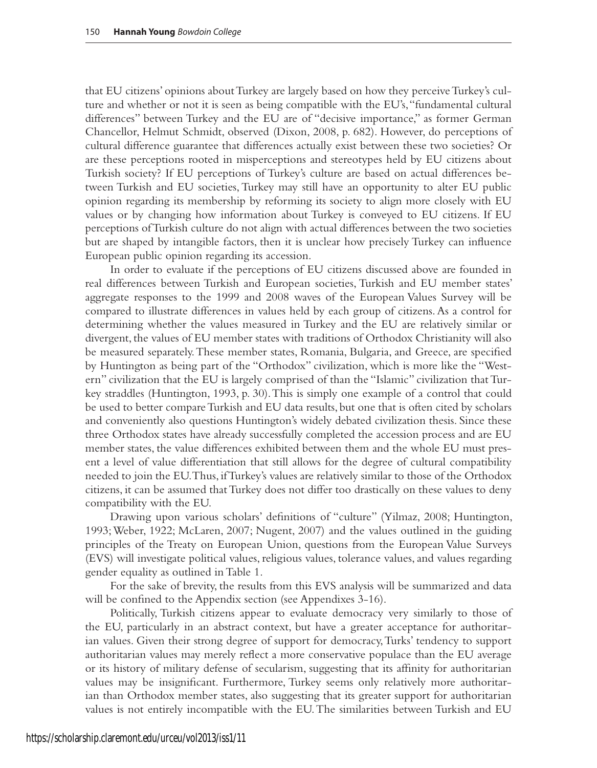that EU citizens' opinions about Turkey are largely based on how they perceive Turkey's culture and whether or not it is seen as being compatible with the EU's, "fundamental cultural differences" between Turkey and the EU are of "decisive importance," as former German Chancellor, Helmut Schmidt, observed (Dixon, 2008, p. 682). However, do perceptions of cultural difference guarantee that differences actually exist between these two societies? Or are these perceptions rooted in misperceptions and stereotypes held by EU citizens about Turkish society? If EU perceptions of Turkey's culture are based on actual differences between Turkish and EU societies, Turkey may still have an opportunity to alter EU public opinion regarding its membership by reforming its society to align more closely with EU values or by changing how information about Turkey is conveyed to EU citizens. If EU perceptions of Turkish culture do not align with actual differences between the two societies but are shaped by intangible factors, then it is unclear how precisely Turkey can influence European public opinion regarding its accession.

In order to evaluate if the perceptions of EU citizens discussed above are founded in real differences between Turkish and European societies, Turkish and EU member states' aggregate responses to the 1999 and 2008 waves of the European Values Survey will be compared to illustrate differences in values held by each group of citizens. As a control for determining whether the values measured in Turkey and the EU are relatively similar or divergent, the values of EU member states with traditions of Orthodox Christianity will also be measured separately. These member states, Romania, Bulgaria, and Greece, are specified by Huntington as being part of the "Orthodox" civilization, which is more like the "Western" civilization that the EU is largely comprised of than the "Islamic" civilization that Turkey straddles (Huntington, 1993, p. 30). This is simply one example of a control that could be used to better compare Turkish and EU data results, but one that is often cited by scholars and conveniently also questions Huntington's widely debated civilization thesis. Since these three Orthodox states have already successfully completed the accession process and are EU member states, the value differences exhibited between them and the whole EU must present a level of value differentiation that still allows for the degree of cultural compatibility needed to join the EU. Thus, if Turkey's values are relatively similar to those of the Orthodox citizens, it can be assumed that Turkey does not differ too drastically on these values to deny compatibility with the EU.

Drawing upon various scholars' definitions of "culture" (Yilmaz, 2008; Huntington, 1993; Weber, 1922; McLaren, 2007; Nugent, 2007) and the values outlined in the guiding principles of the Treaty on European Union, questions from the European Value Surveys (EVS) will investigate political values, religious values, tolerance values, and values regarding gender equality as outlined in Table 1.

For the sake of brevity, the results from this EVS analysis will be summarized and data will be confined to the Appendix section (see Appendixes 3-16).

Politically, Turkish citizens appear to evaluate democracy very similarly to those of the EU, particularly in an abstract context, but have a greater acceptance for authoritarian values. Given their strong degree of support for democracy, Turks' tendency to support authoritarian values may merely reflect a more conservative populace than the EU average or its history of military defense of secularism, suggesting that its affinity for authoritarian values may be insignificant. Furthermore, Turkey seems only relatively more authoritarian than Orthodox member states, also suggesting that its greater support for authoritarian values is not entirely incompatible with the EU. The similarities between Turkish and EU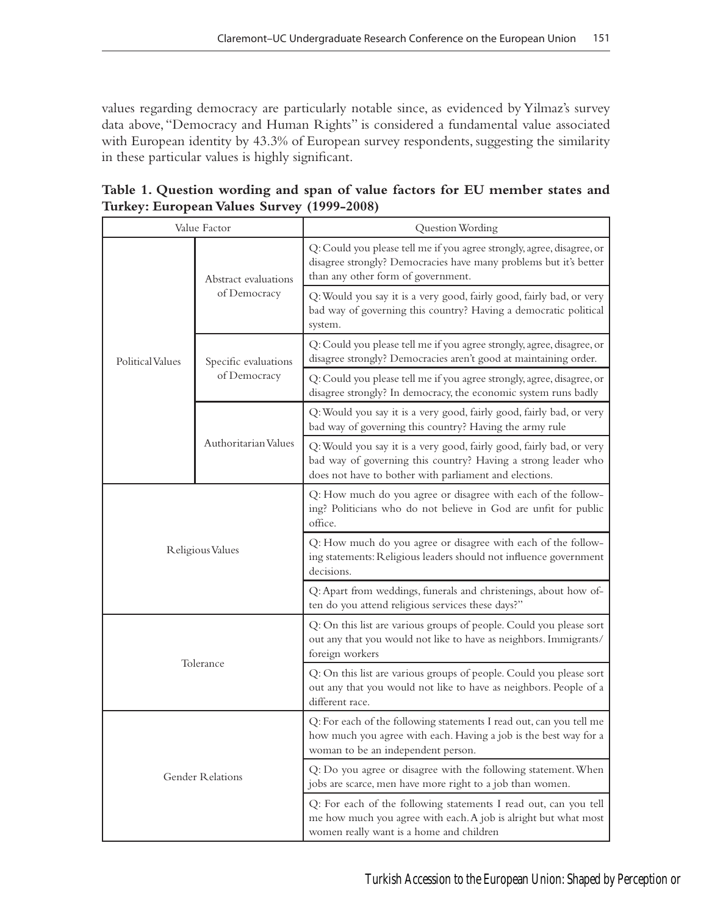values regarding democracy are particularly notable since, as evidenced by Yilmaz's survey data above, "Democracy and Human Rights" is considered a fundamental value associated with European identity by 43.3% of European survey respondents, suggesting the similarity in these particular values is highly significant.

**Table 1. Question wording and span of value factors for EU member states and Turkey: European Values Survey (1999-2008)**

| Value Factor | | Question Wording |
|---|---|---|
| Political Values | Abstract evaluations of Democracy | Q: Could you please tell me if you agree strongly, agree, disagree, or disagree strongly? Democracies have many problems but it's better than any other form of government. |
| | | Q: Would you say it is a very good, fairly good, fairly bad, or very bad way of governing this country? Having a democratic political system. |
| | Specific evaluations of Democracy | Q: Could you please tell me if you agree strongly, agree, disagree, or disagree strongly? Democracies aren't good at maintaining order. |
| | | Q: Could you please tell me if you agree strongly, agree, disagree, or disagree strongly? In democracy, the economic system runs badly |
| | Authoritarian Values | Q: Would you say it is a very good, fairly good, fairly bad, or very bad way of governing this country? Having the army rule |
| | | Q: Would you say it is a very good, fairly good, fairly bad, or very bad way of governing this country? Having a strong leader who does not have to bother with parliament and elections. |
| Religious Values | | Q: How much do you agree or disagree with each of the following? Politicians who do not believe in God are unfit for public office. |
| | | Q: How much do you agree or disagree with each of the following statements: Religious leaders should not influence government decisions. |
| | | Q: Apart from weddings, funerals and christenings, about how often do you attend religious services these days?" |
| Tolerance | | Q: On this list are various groups of people. Could you please sort out any that you would not like to have as neighbors. Immigrants/foreign workers |
| | | Q: On this list are various groups of people. Could you please sort out any that you would not like to have as neighbors. People of a different race. |
| Gender Relations | | Q: For each of the following statements I read out, can you tell me how much you agree with each. Having a job is the best way for a woman to be an independent person. |
| | | Q: Do you agree or disagree with the following statement. When jobs are scarce, men have more right to a job than women. |
| | | Q: For each of the following statements I read out, can you tell me how much you agree with each. A job is alright but what most women really want is a home and children |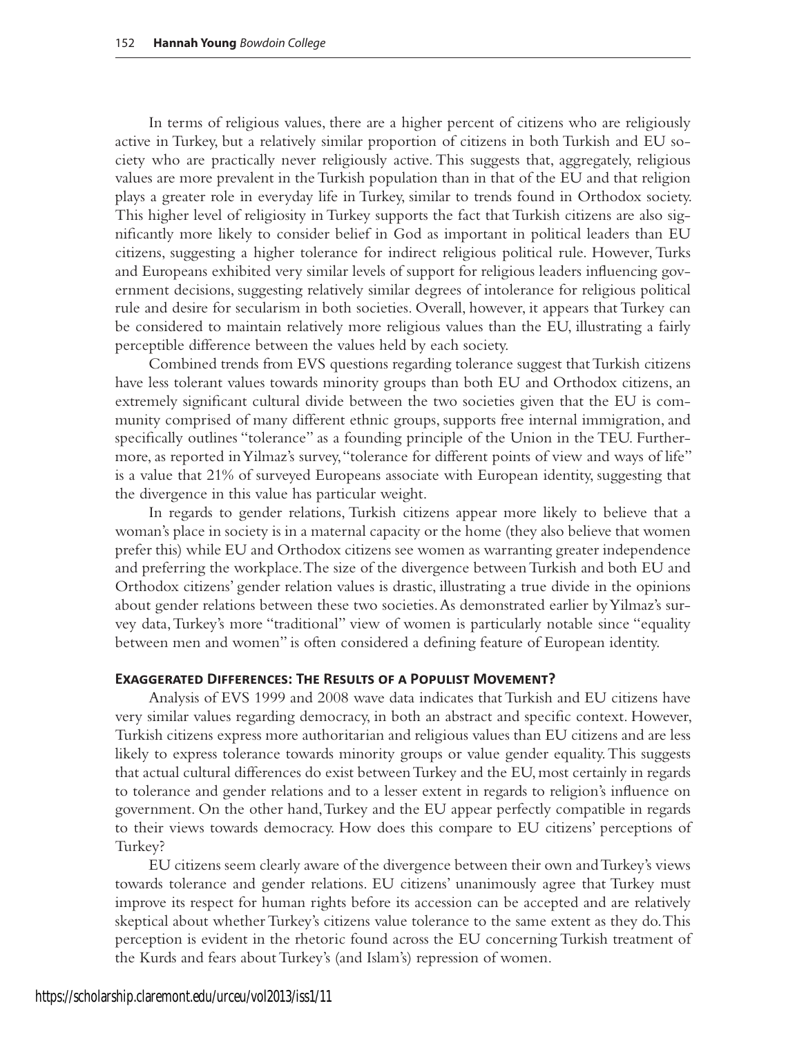In terms of religious values, there are a higher percent of citizens who are religiously active in Turkey, but a relatively similar proportion of citizens in both Turkish and EU society who are practically never religiously active. This suggests that, aggregately, religious values are more prevalent in the Turkish population than in that of the EU and that religion plays a greater role in everyday life in Turkey, similar to trends found in Orthodox society. This higher level of religiosity in Turkey supports the fact that Turkish citizens are also significantly more likely to consider belief in God as important in political leaders than EU citizens, suggesting a higher tolerance for indirect religious political rule. However, Turks and Europeans exhibited very similar levels of support for religious leaders influencing government decisions, suggesting relatively similar degrees of intolerance for religious political rule and desire for secularism in both societies. Overall, however, it appears that Turkey can be considered to maintain relatively more religious values than the EU, illustrating a fairly perceptible difference between the values held by each society.

Combined trends from EVS questions regarding tolerance suggest that Turkish citizens have less tolerant values towards minority groups than both EU and Orthodox citizens, an extremely significant cultural divide between the two societies given that the EU is community comprised of many different ethnic groups, supports free internal immigration, and specifically outlines "tolerance" as a founding principle of the Union in the TEU. Furthermore, as reported in Yilmaz's survey, "tolerance for different points of view and ways of life" is a value that 21% of surveyed Europeans associate with European identity, suggesting that the divergence in this value has particular weight.

In regards to gender relations, Turkish citizens appear more likely to believe that a woman's place in society is in a maternal capacity or the home (they also believe that women prefer this) while EU and Orthodox citizens see women as warranting greater independence and preferring the workplace. The size of the divergence between Turkish and both EU and Orthodox citizens' gender relation values is drastic, illustrating a true divide in the opinions about gender relations between these two societies. As demonstrated earlier by Yilmaz's survey data, Turkey's more "traditional" view of women is particularly notable since "equality between men and women" is often considered a defining feature of European identity.

### Exaggerated Differences: The Results of a Populist Movement?

Analysis of EVS 1999 and 2008 wave data indicates that Turkish and EU citizens have very similar values regarding democracy, in both an abstract and specific context. However, Turkish citizens express more authoritarian and religious values than EU citizens and are less likely to express tolerance towards minority groups or value gender equality. This suggests that actual cultural differences do exist between Turkey and the EU, most certainly in regards to tolerance and gender relations and to a lesser extent in regards to religion's influence on government. On the other hand, Turkey and the EU appear perfectly compatible in regards to their views towards democracy. How does this compare to EU citizens' perceptions of Turkey?

EU citizens seem clearly aware of the divergence between their own and Turkey's views towards tolerance and gender relations. EU citizens' unanimously agree that Turkey must improve its respect for human rights before its accession can be accepted and are relatively skeptical about whether Turkey's citizens value tolerance to the same extent as they do. This perception is evident in the rhetoric found across the EU concerning Turkish treatment of the Kurds and fears about Turkey's (and Islam's) repression of women.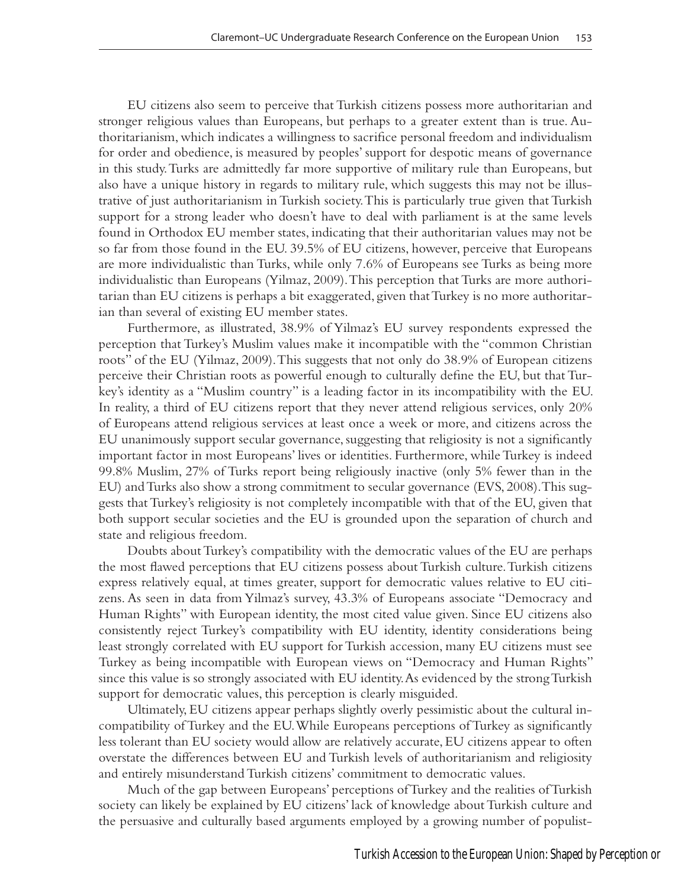EU citizens also seem to perceive that Turkish citizens possess more authoritarian and stronger religious values than Europeans, but perhaps to a greater extent than is true. Authoritarianism, which indicates a willingness to sacrifice personal freedom and individualism for order and obedience, is measured by peoples' support for despotic means of governance in this study. Turks are admittedly far more supportive of military rule than Europeans, but also have a unique history in regards to military rule, which suggests this may not be illustrative of just authoritarianism in Turkish society. This is particularly true given that Turkish support for a strong leader who doesn't have to deal with parliament is at the same levels found in Orthodox EU member states, indicating that their authoritarian values may not be so far from those found in the EU. 39.5% of EU citizens, however, perceive that Europeans are more individualistic than Turks, while only 7.6% of Europeans see Turks as being more individualistic than Europeans (Yilmaz, 2009). This perception that Turks are more authoritarian than EU citizens is perhaps a bit exaggerated, given that Turkey is no more authoritarian than several of existing EU member states.

Furthermore, as illustrated, 38.9% of Yilmaz's EU survey respondents expressed the perception that Turkey's Muslim values make it incompatible with the "common Christian roots" of the EU (Yilmaz, 2009). This suggests that not only do 38.9% of European citizens perceive their Christian roots as powerful enough to culturally define the EU, but that Turkey's identity as a "Muslim country" is a leading factor in its incompatibility with the EU. In reality, a third of EU citizens report that they never attend religious services, only 20% of Europeans attend religious services at least once a week or more, and citizens across the EU unanimously support secular governance, suggesting that religiosity is not a significantly important factor in most Europeans' lives or identities. Furthermore, while Turkey is indeed 99.8% Muslim, 27% of Turks report being religiously inactive (only 5% fewer than in the EU) and Turks also show a strong commitment to secular governance (EVS, 2008). This suggests that Turkey's religiosity is not completely incompatible with that of the EU, given that both support secular societies and the EU is grounded upon the separation of church and state and religious freedom.

Doubts about Turkey's compatibility with the democratic values of the EU are perhaps the most flawed perceptions that EU citizens possess about Turkish culture. Turkish citizens express relatively equal, at times greater, support for democratic values relative to EU citizens. As seen in data from Yilmaz's survey, 43.3% of Europeans associate "Democracy and Human Rights" with European identity, the most cited value given. Since EU citizens also consistently reject Turkey's compatibility with EU identity, identity considerations being least strongly correlated with EU support for Turkish accession, many EU citizens must see Turkey as being incompatible with European views on "Democracy and Human Rights" since this value is so strongly associated with EU identity. As evidenced by the strong Turkish support for democratic values, this perception is clearly misguided.

Ultimately, EU citizens appear perhaps slightly overly pessimistic about the cultural incompatibility of Turkey and the EU. While Europeans perceptions of Turkey as significantly less tolerant than EU society would allow are relatively accurate, EU citizens appear to often overstate the differences between EU and Turkish levels of authoritarianism and religiosity and entirely misunderstand Turkish citizens' commitment to democratic values.

Much of the gap between Europeans' perceptions of Turkey and the realities of Turkish society can likely be explained by EU citizens' lack of knowledge about Turkish culture and the persuasive and culturally based arguments employed by a growing number of populist-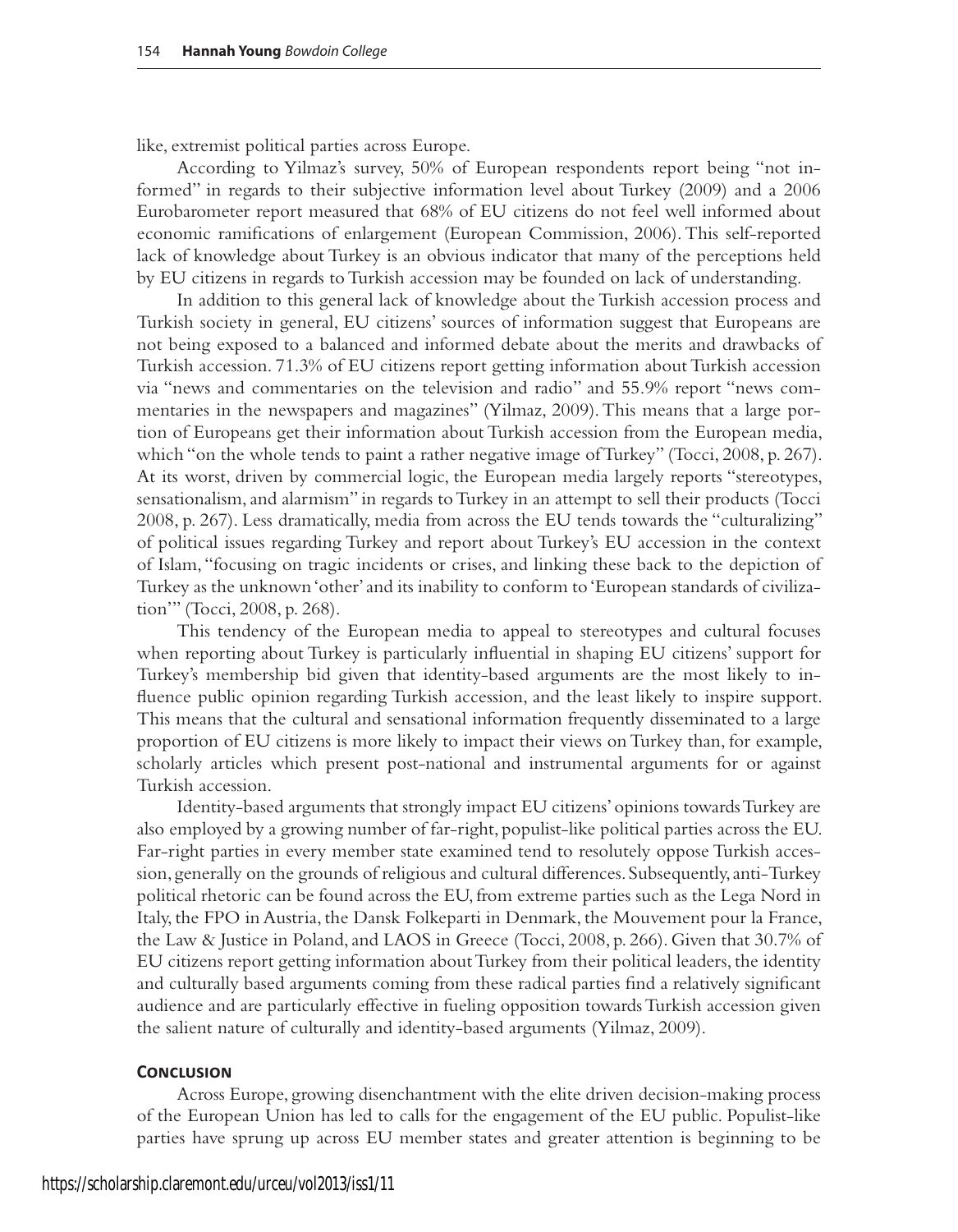like, extremist political parties across Europe.

According to Yilmaz's survey, 50% of European respondents report being "not informed" in regards to their subjective information level about Turkey (2009) and a 2006 Eurobarometer report measured that 68% of EU citizens do not feel well informed about economic ramifications of enlargement (European Commission, 2006). This self-reported lack of knowledge about Turkey is an obvious indicator that many of the perceptions held by EU citizens in regards to Turkish accession may be founded on lack of understanding.

In addition to this general lack of knowledge about the Turkish accession process and Turkish society in general, EU citizens' sources of information suggest that Europeans are not being exposed to a balanced and informed debate about the merits and drawbacks of Turkish accession. 71.3% of EU citizens report getting information about Turkish accession via "news and commentaries on the television and radio" and 55.9% report "news commentaries in the newspapers and magazines" (Yilmaz, 2009). This means that a large portion of Europeans get their information about Turkish accession from the European media, which "on the whole tends to paint a rather negative image of Turkey" (Tocci, 2008, p. 267). At its worst, driven by commercial logic, the European media largely reports "stereotypes, sensationalism, and alarmism" in regards to Turkey in an attempt to sell their products (Tocci 2008, p. 267). Less dramatically, media from across the EU tends towards the "culturalizing" of political issues regarding Turkey and report about Turkey's EU accession in the context of Islam, "focusing on tragic incidents or crises, and linking these back to the depiction of Turkey as the unknown 'other' and its inability to conform to 'European standards of civilization'" (Tocci, 2008, p. 268).

This tendency of the European media to appeal to stereotypes and cultural focuses when reporting about Turkey is particularly influential in shaping EU citizens' support for Turkey's membership bid given that identity-based arguments are the most likely to influence public opinion regarding Turkish accession, and the least likely to inspire support. This means that the cultural and sensational information frequently disseminated to a large proportion of EU citizens is more likely to impact their views on Turkey than, for example, scholarly articles which present post-national and instrumental arguments for or against Turkish accession.

Identity-based arguments that strongly impact EU citizens' opinions towards Turkey are also employed by a growing number of far-right, populist-like political parties across the EU. Far-right parties in every member state examined tend to resolutely oppose Turkish accession, generally on the grounds of religious and cultural differences. Subsequently, anti-Turkey political rhetoric can be found across the EU, from extreme parties such as the Lega Nord in Italy, the FPO in Austria, the Dansk Folkeparti in Denmark, the Mouvement pour la France, the Law & Justice in Poland, and LAOS in Greece (Tocci, 2008, p. 266). Given that 30.7% of EU citizens report getting information about Turkey from their political leaders, the identity and culturally based arguments coming from these radical parties find a relatively significant audience and are particularly effective in fueling opposition towards Turkish accession given the salient nature of culturally and identity-based arguments (Yilmaz, 2009).

## Conclusion

Across Europe, growing disenchantment with the elite driven decision-making process of the European Union has led to calls for the engagement of the EU public. Populist-like parties have sprung up across EU member states and greater attention is beginning to be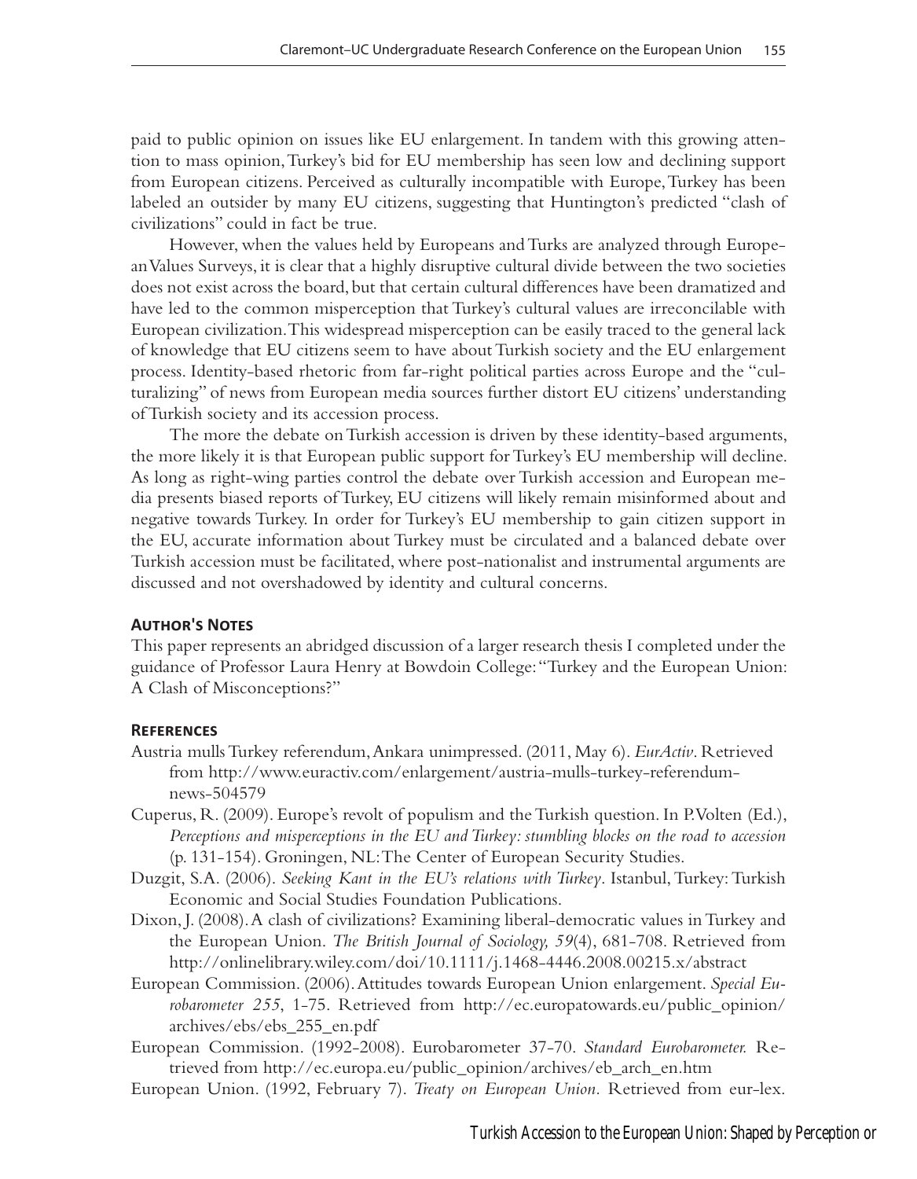paid to public opinion on issues like EU enlargement. In tandem with this growing attention to mass opinion, Turkey's bid for EU membership has seen low and declining support from European citizens. Perceived as culturally incompatible with Europe, Turkey has been labeled an outsider by many EU citizens, suggesting that Huntington's predicted "clash of civilizations" could in fact be true.

However, when the values held by Europeans and Turks are analyzed through European Values Surveys, it is clear that a highly disruptive cultural divide between the two societies does not exist across the board, but that certain cultural differences have been dramatized and have led to the common misperception that Turkey's cultural values are irreconcilable with European civilization. This widespread misperception can be easily traced to the general lack of knowledge that EU citizens seem to have about Turkish society and the EU enlargement process. Identity-based rhetoric from far-right political parties across Europe and the "culturalizing" of news from European media sources further distort EU citizens' understanding of Turkish society and its accession process.

The more the debate on Turkish accession is driven by these identity-based arguments, the more likely it is that European public support for Turkey's EU membership will decline. As long as right-wing parties control the debate over Turkish accession and European media presents biased reports of Turkey, EU citizens will likely remain misinformed about and negative towards Turkey. In order for Turkey's EU membership to gain citizen support in the EU, accurate information about Turkey must be circulated and a balanced debate over Turkish accession must be facilitated, where post-nationalist and instrumental arguments are discussed and not overshadowed by identity and cultural concerns.

## Author's Notes

This paper represents an abridged discussion of a larger research thesis I completed under the guidance of Professor Laura Henry at Bowdoin College: "Turkey and the European Union: A Clash of Misconceptions?"

## References

Austria mulls Turkey referendum, Ankara unimpressed. (2011, May 6). *EurActiv*. Retrieved from http://www.euractiv.com/enlargement/austria-mulls-turkey-referendum-news-504579

Cuperus, R. (2009). Europe's revolt of populism and the Turkish question. In P. Volten (Ed.), *Perceptions and misperceptions in the EU and Turkey: stumbling blocks on the road to accession* (p. 131-154). Groningen, NL: The Center of European Security Studies.

Duzgit, S.A. (2006). *Seeking Kant in the EU's relations with Turkey*. Istanbul, Turkey: Turkish Economic and Social Studies Foundation Publications.

Dixon, J. (2008). A clash of civilizations? Examining liberal-democratic values in Turkey and the European Union. *The British Journal of Sociology, 59*(4), 681-708. Retrieved from http://onlinelibrary.wiley.com/doi/10.1111/j.1468-4446.2008.00215.x/abstract

European Commission. (2006). Attitudes towards European Union enlargement. *Special Eurobarometer 255*, 1-75. Retrieved from http://ec.europatowards.eu/public_opinion/archives/ebs/ebs_255_en.pdf

European Commission. (1992-2008). Eurobarometer 37-70. *Standard Eurobarometer.* Retrieved from http://ec.europa.eu/public_opinion/archives/eb_arch_en.htm

European Union. (1992, February 7). *Treaty on European Union.* Retrieved from eur-lex.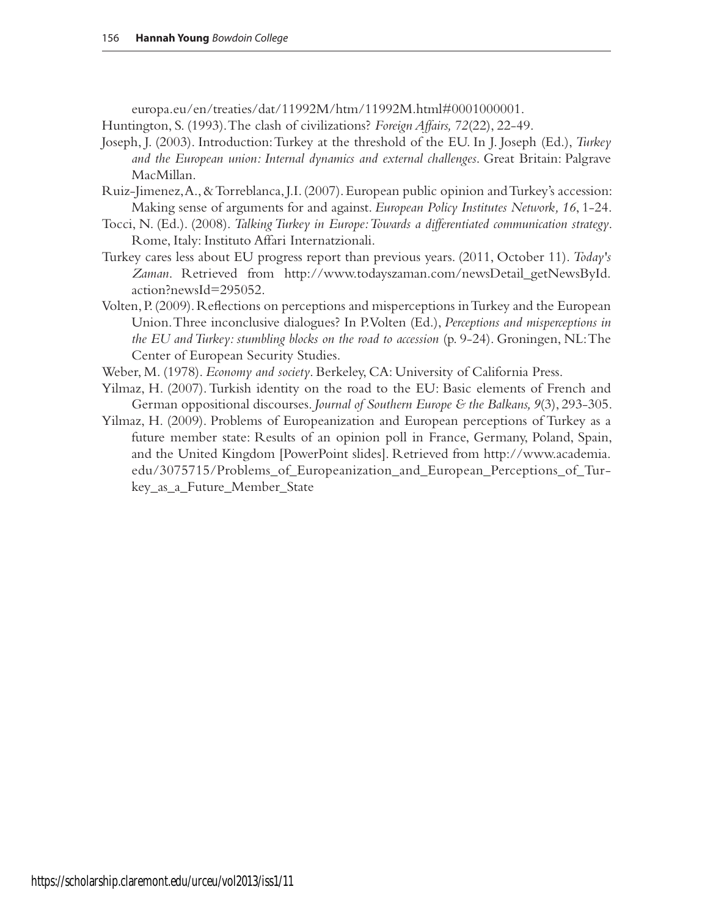europa.eu/en/treaties/dat/11992M/htm/11992M.html#0001000001.

Huntington, S. (1993). The clash of civilizations? *Foreign Affairs, 72*(22), 22-49.

Joseph, J. (2003). Introduction: Turkey at the threshold of the EU. In J. Joseph (Ed.), *Turkey and the European union: Internal dynamics and external challenges*. Great Britain: Palgrave MacMillan.

Ruiz-Jimenez, A., & Torreblanca, J.I. (2007). European public opinion and Turkey's accession: Making sense of arguments for and against. *European Policy Institutes Network, 16*, 1-24.

Tocci, N. (Ed.). (2008). *Talking Turkey in Europe: Towards a differentiated communication strategy*. Rome, Italy: Instituto Affari Internatzionali.

Turkey cares less about EU progress report than previous years. (2011, October 11). *Today's Zaman*. Retrieved from http://www.todayszaman.com/newsDetail_getNewsById.action?newsId=295052.

Volten, P. (2009). Reflections on perceptions and misperceptions in Turkey and the European Union. Three inconclusive dialogues? In P. Volten (Ed.), *Perceptions and misperceptions in the EU and Turkey: stumbling blocks on the road to accession* (p. 9-24). Groningen, NL: The Center of European Security Studies.

Weber, M. (1978). *Economy and society*. Berkeley, CA: University of California Press.

Yilmaz, H. (2007). Turkish identity on the road to the EU: Basic elements of French and German oppositional discourses. *Journal of Southern Europe & the Balkans, 9*(3), 293-305.

Yilmaz, H. (2009). Problems of Europeanization and European perceptions of Turkey as a future member state: Results of an opinion poll in France, Germany, Poland, Spain, and the United Kingdom [PowerPoint slides]. Retrieved from http://www.academia.edu/3075715/Problems_of_Europeanization_and_European_Perceptions_of_Turkey_as_a_Future_Member_State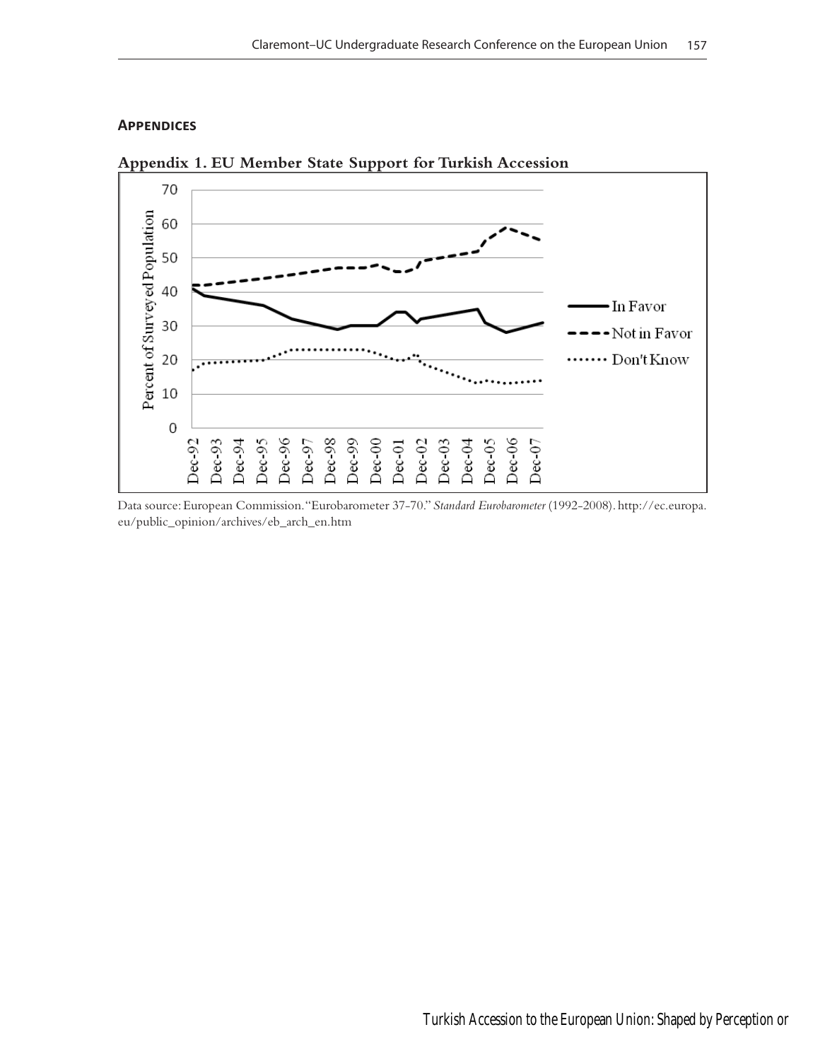## Appendices

**Appendix 1. EU Member State Support for Turkish Accession**

Percent of Surveyed Population

70
60
50
40
30
20
10
0

Dec-92 Dec-93 Dec-94 Dec-95 Dec-96 Dec-97 Dec-98 Dec-99 Dec-00 Dec-01 Dec-02 Dec-03 Dec-04 Dec-05 Dec-06 Dec-07

In Favor
Not in Favor
Don't Know

Data source: European Commission. "Eurobarometer 37-70." *Standard Eurobarometer* (1992-2008). http://ec.europa.eu/public_opinion/archives/eb_arch_en.htm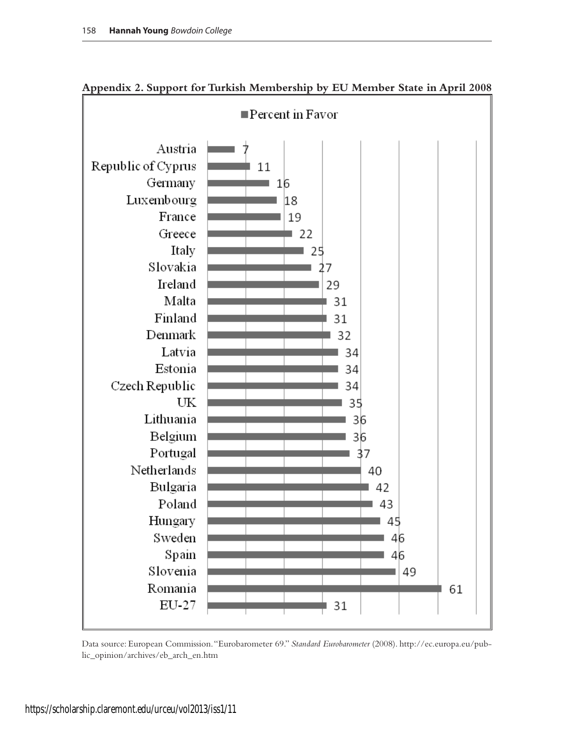**Appendix 2. Support for Turkish Membership by EU Member State in April 2008**

Percent in Favor

Austria 7
Republic of Cyprus 11
Germany 16
Luxembourg 18
France 19
Greece 22
Italy 25
Slovakia 27
Ireland 29
Malta 31
Finland 31
Denmark 32
Latvia 34
Estonia 34
Czech Republic 34
UK 35
Lithuania 36
Belgium 36
Portugal 37
Netherlands 40
Bulgaria 42
Poland 43
Hungary 45
Sweden 46
Spain 46
Slovenia 49
Romania 61
EU-27 31

Data source: European Commission. "Eurobarometer 69." *Standard Eurobarometer* (2008). http://ec.europa.eu/public_opinion/archives/eb_arch_en.htm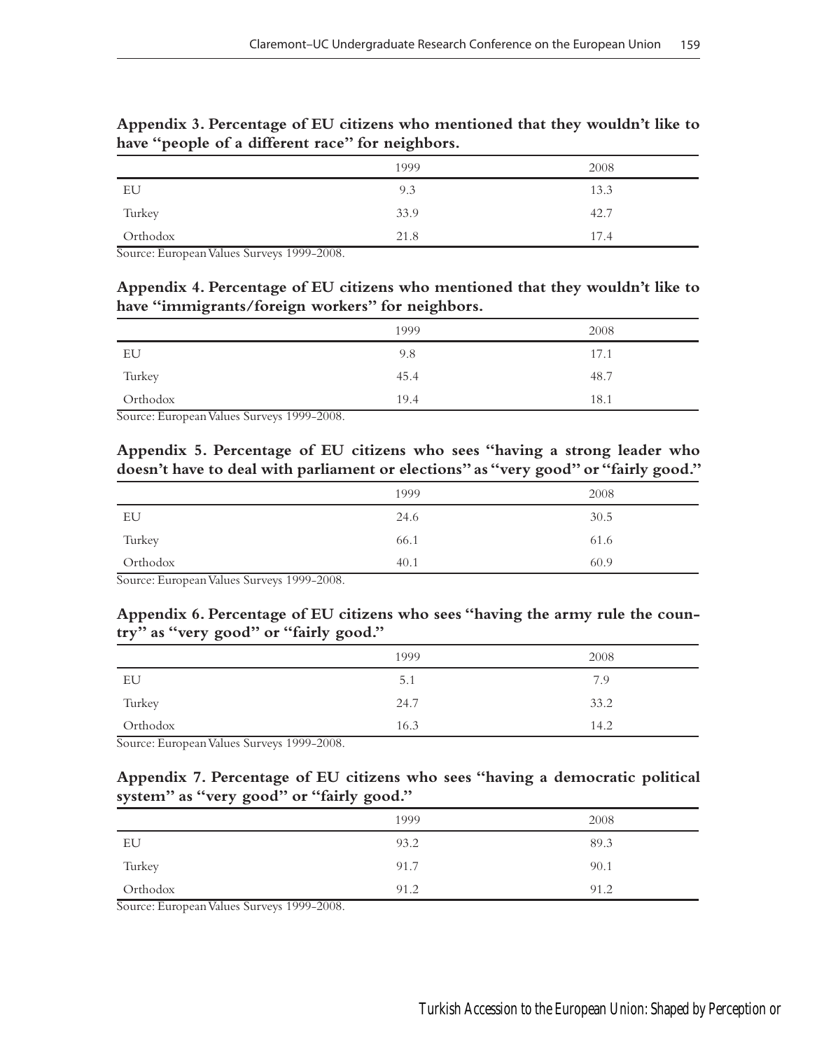**Appendix 3. Percentage of EU citizens who mentioned that they wouldn't like to have "people of a different race" for neighbors.**

| | 1999 | 2008 |
|---|---|---|
| EU | 9.3 | 13.3 |
| Turkey | 33.9 | 42.7 |
| Orthodox | 21.8 | 17.4 |

Source: European Values Surveys 1999-2008.

**Appendix 4. Percentage of EU citizens who mentioned that they wouldn't like to have "immigrants/foreign workers" for neighbors.**

| | 1999 | 2008 |
|---|---|---|
| EU | 9.8 | 17.1 |
| Turkey | 45.4 | 48.7 |
| Orthodox | 19.4 | 18.1 |

Source: European Values Surveys 1999-2008.

**Appendix 5. Percentage of EU citizens who sees "having a strong leader who doesn't have to deal with parliament or elections" as "very good" or "fairly good."**

| | 1999 | 2008 |
|---|---|---|
| EU | 24.6 | 30.5 |
| Turkey | 66.1 | 61.6 |
| Orthodox | 40.1 | 60.9 |

Source: European Values Surveys 1999-2008.

**Appendix 6. Percentage of EU citizens who sees "having the army rule the country" as "very good" or "fairly good."**

| | 1999 | 2008 |
|---|---|---|
| EU | 5.1 | 7.9 |
| Turkey | 24.7 | 33.2 |
| Orthodox | 16.3 | 14.2 |

Source: European Values Surveys 1999-2008.

**Appendix 7. Percentage of EU citizens who sees "having a democratic political system" as "very good" or "fairly good."**

| | 1999 | 2008 |
|---|---|---|
| EU | 93.2 | 89.3 |
| Turkey | 91.7 | 90.1 |
| Orthodox | 91.2 | 91.2 |

Source: European Values Surveys 1999-2008.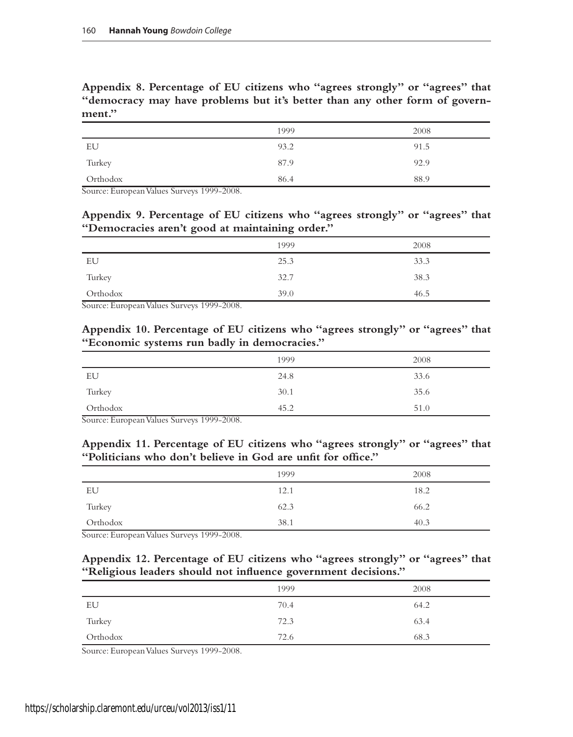**Appendix 8. Percentage of EU citizens who "agrees strongly" or "agrees" that "democracy may have problems but it's better than any other form of government."**

| | 1999 | 2008 |
|---|---|---|
| EU | 93.2 | 91.5 |
| Turkey | 87.9 | 92.9 |
| Orthodox | 86.4 | 88.9 |

Source: European Values Surveys 1999-2008.

**Appendix 9. Percentage of EU citizens who "agrees strongly" or "agrees" that "Democracies aren't good at maintaining order."**

| | 1999 | 2008 |
|---|---|---|
| EU | 25.3 | 33.3 |
| Turkey | 32.7 | 38.3 |
| Orthodox | 39.0 | 46.5 |

Source: European Values Surveys 1999-2008.

**Appendix 10. Percentage of EU citizens who "agrees strongly" or "agrees" that "Economic systems run badly in democracies."**

| | 1999 | 2008 |
|---|---|---|
| EU | 24.8 | 33.6 |
| Turkey | 30.1 | 35.6 |
| Orthodox | 45.2 | 51.0 |

Source: European Values Surveys 1999-2008.

**Appendix 11. Percentage of EU citizens who "agrees strongly" or "agrees" that "Politicians who don't believe in God are unfit for office."**

| | 1999 | 2008 |
|---|---|---|
| EU | 12.1 | 18.2 |
| Turkey | 62.3 | 66.2 |
| Orthodox | 38.1 | 40.3 |

Source: European Values Surveys 1999-2008.

**Appendix 12. Percentage of EU citizens who "agrees strongly" or "agrees" that "Religious leaders should not influence government decisions."**

| | 1999 | 2008 |
|---|---|---|
| EU | 70.4 | 64.2 |
| Turkey | 72.3 | 63.4 |
| Orthodox | 72.6 | 68.3 |

Source: European Values Surveys 1999-2008.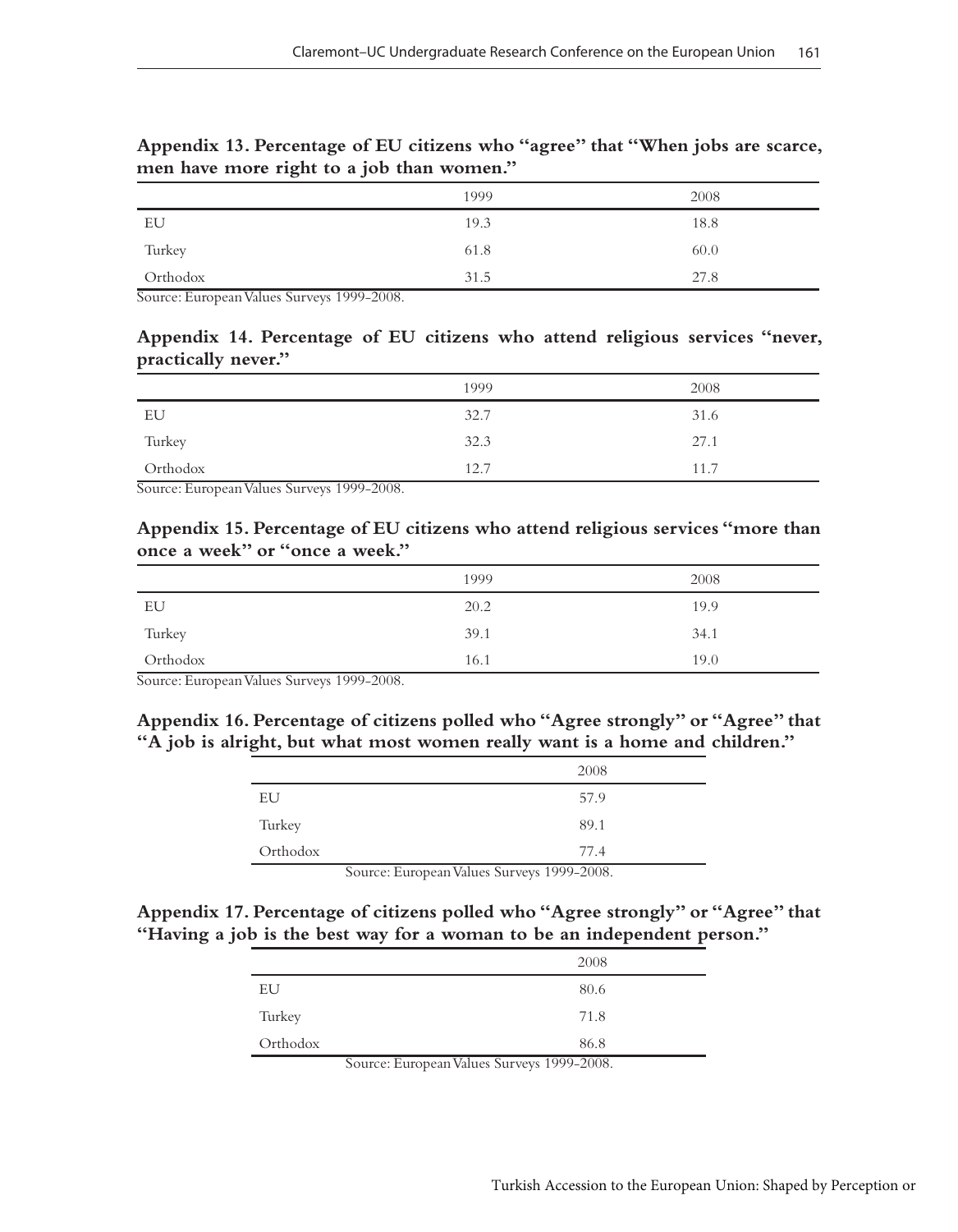**Appendix 13. Percentage of EU citizens who "agree" that "When jobs are scarce, men have more right to a job than women."**

| | 1999 | 2008 |
|---|---|---|
| EU | 19.3 | 18.8 |
| Turkey | 61.8 | 60.0 |
| Orthodox | 31.5 | 27.8 |

Source: European Values Surveys 1999-2008.

**Appendix 14. Percentage of EU citizens who attend religious services "never, practically never."**

| | 1999 | 2008 |
|---|---|---|
| EU | 32.7 | 31.6 |
| Turkey | 32.3 | 27.1 |
| Orthodox | 12.7 | 11.7 |

Source: European Values Surveys 1999-2008.

**Appendix 15. Percentage of EU citizens who attend religious services "more than once a week" or "once a week."**

| | 1999 | 2008 |
|---|---|---|
| EU | 20.2 | 19.9 |
| Turkey | 39.1 | 34.1 |
| Orthodox | 16.1 | 19.0 |

Source: European Values Surveys 1999-2008.

**Appendix 16. Percentage of citizens polled who "Agree strongly" or "Agree" that "A job is alright, but what most women really want is a home and children."**

| | 2008 |
|---|---|
| EU | 57.9 |
| Turkey | 89.1 |
| Orthodox | 77.4 |

Source: European Values Surveys 1999-2008.

**Appendix 17. Percentage of citizens polled who "Agree strongly" or "Agree" that "Having a job is the best way for a woman to be an independent person."**

| | 2008 |
|---|---|
| EU | 80.6 |
| Turkey | 71.8 |
| Orthodox | 86.8 |

Source: European Values Surveys 1999-2008.